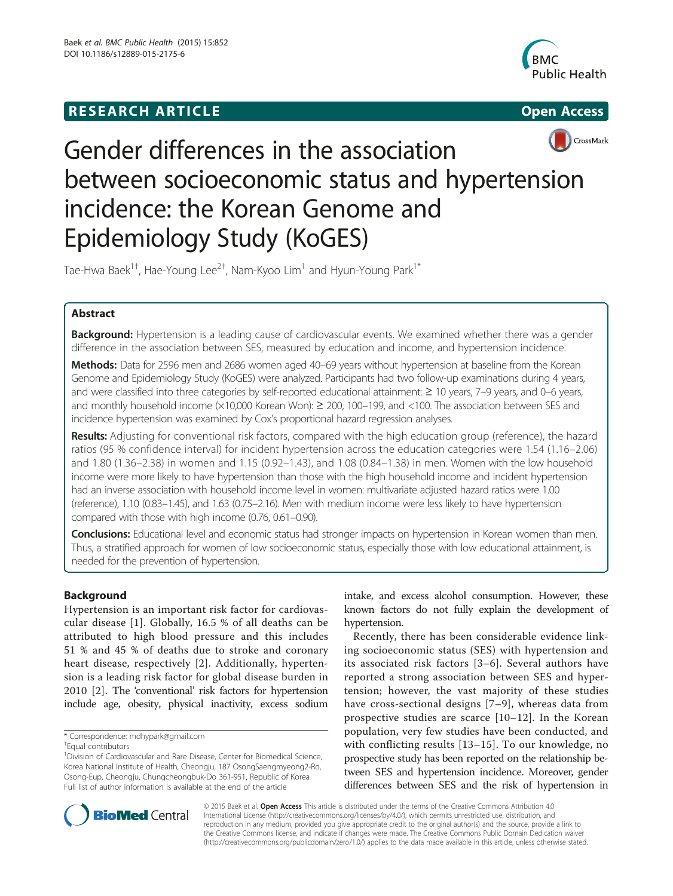**RESEARCH ARTICLE** **Open Access**

# Gender differences in the association between socioeconomic status and hypertension incidence: the Korean Genome and Epidemiology Study (KoGES)

Tae-Hwa Baek[1†], Hae-Young Lee[2†], Nam-Kyoo Lim[1] and Hyun-Young Park[1*]

## Abstract

**Background:** Hypertension is a leading cause of cardiovascular events. We examined whether there was a gender difference in the association between SES, measured by education and income, and hypertension incidence.

**Methods:** Data for 2596 men and 2686 women aged 40–69 years without hypertension at baseline from the Korean Genome and Epidemiology Study (KoGES) were analyzed. Participants had two follow-up examinations during 4 years, and were classified into three categories by self-reported educational attainment: ≥ 10 years, 7–9 years, and 0–6 years, and monthly household income (×10,000 Korean Won): ≥ 200, 100–199, and <100. The association between SES and incidence hypertension was examined by Cox's proportional hazard regression analyses.

**Results:** Adjusting for conventional risk factors, compared with the high education group (reference), the hazard ratios (95 % confidence interval) for incident hypertension across the education categories were 1.54 (1.16–2.06) and 1.80 (1.36–2.38) in women and 1.15 (0.92–1.43), and 1.08 (0.84–1.38) in men. Women with the low household income were more likely to have hypertension than those with the high household income and incident hypertension had an inverse association with household income level in women: multivariate adjusted hazard ratios were 1.00 (reference), 1.10 (0.83–1.45), and 1.63 (0.75–2.16). Men with medium income were less likely to have hypertension compared with those with high income (0.76, 0.61–0.90).

**Conclusions:** Educational level and economic status had stronger impacts on hypertension in Korean women than men. Thus, a stratified approach for women of low socioeconomic status, especially those with low educational attainment, is needed for the prevention of hypertension.

## Background

Hypertension is an important risk factor for cardiovascular disease [1]. Globally, 16.5 % of all deaths can be attributed to high blood pressure and this includes 51 % and 45 % of deaths due to stroke and coronary heart disease, respectively [2]. Additionally, hypertension is a leading risk factor for global disease burden in 2010 [2]. The 'conventional' risk factors for hypertension include age, obesity, physical inactivity, excess sodium intake, and excess alcohol consumption. However, these known factors do not fully explain the development of hypertension.

Recently, there has been considerable evidence linking socioeconomic status (SES) with hypertension and its associated risk factors [3–6]. Several authors have reported a strong association between SES and hypertension; however, the vast majority of these studies have cross-sectional designs [7–9], whereas data from prospective studies are scarce [10–12]. In the Korean population, very few studies have been conducted, and with conflicting results [13–15]. To our knowledge, no prospective study has been reported on the relationship between SES and hypertension incidence. Moreover, gender differences between SES and the risk of hypertension in

\* Correspondence: mdhypark@gmail.com

†Equal contributors

[1]Division of Cardiovascular and Rare Disease, Center for Biomedical Science, Korea National Institute of Health, Cheongju, 187 OsongSaengmyeong2-Ro, Osong-Eup, Cheongju, Chungcheongbuk-Do 361-951, Republic of Korea

Full list of author information is available at the end of the article

© 2015 Baek et al. **Open Access** This article is distributed under the terms of the Creative Commons Attribution 4.0 International License (http://creativecommons.org/licenses/by/4.0/), which permits unrestricted use, distribution, and reproduction in any medium, provided you give appropriate credit to the original author(s) and the source, provide a link to the Creative Commons license, and indicate if changes were made. The Creative Commons Public Domain Dedication waiver (http://creativecommons.org/publicdomain/zero/1.0/) applies to the data made available in this article, unless otherwise stated.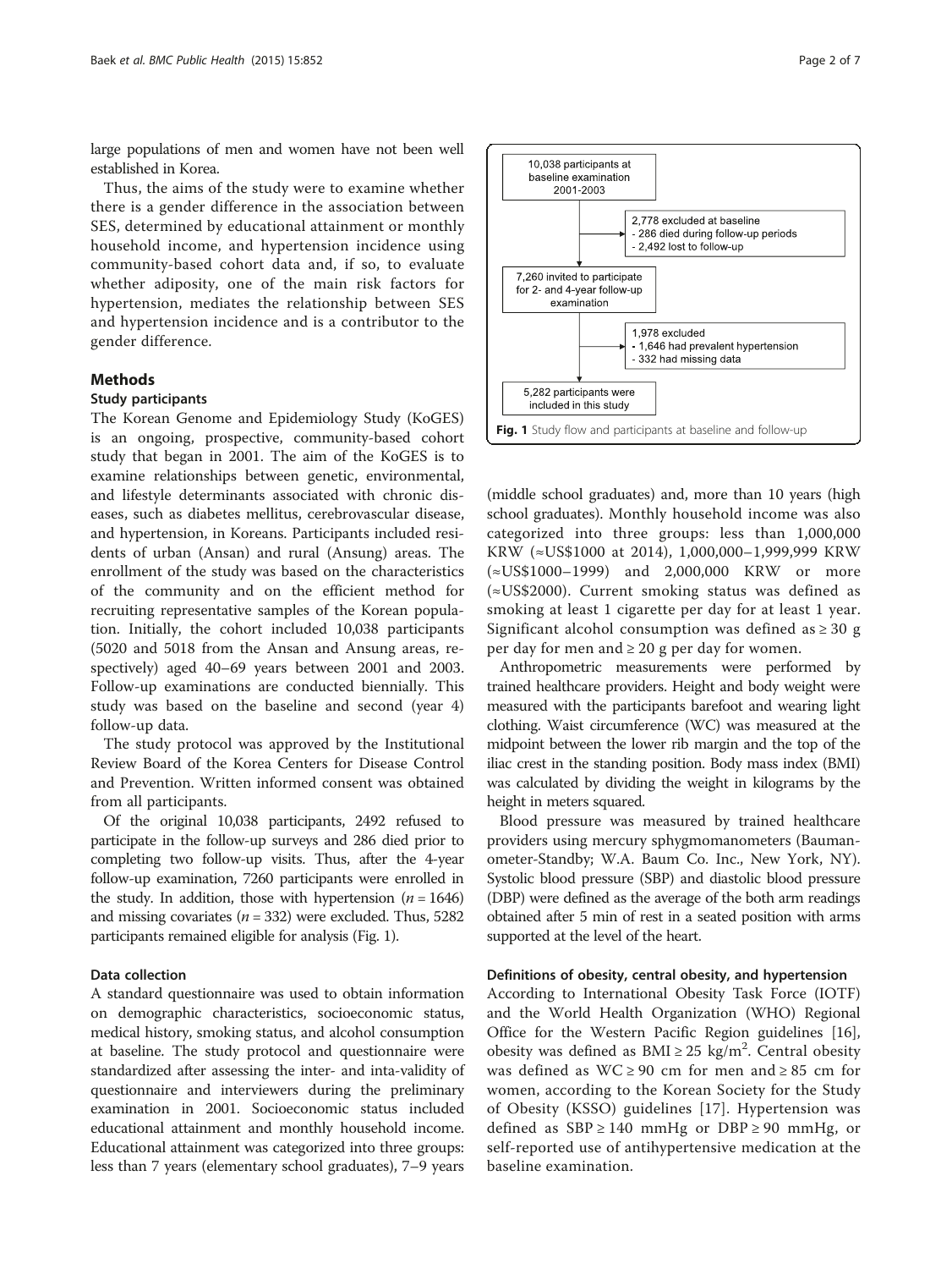large populations of men and women have not been well established in Korea.

Thus, the aims of the study were to examine whether there is a gender difference in the association between SES, determined by educational attainment or monthly household income, and hypertension incidence using community-based cohort data and, if so, to evaluate whether adiposity, one of the main risk factors for hypertension, mediates the relationship between SES and hypertension incidence and is a contributor to the gender difference.

## Methods

### Study participants

The Korean Genome and Epidemiology Study (KoGES) is an ongoing, prospective, community-based cohort study that began in 2001. The aim of the KoGES is to examine relationships between genetic, environmental, and lifestyle determinants associated with chronic diseases, such as diabetes mellitus, cerebrovascular disease, and hypertension, in Koreans. Participants included residents of urban (Ansan) and rural (Ansung) areas. The enrollment of the study was based on the characteristics of the community and on the efficient method for recruiting representative samples of the Korean population. Initially, the cohort included 10,038 participants (5020 and 5018 from the Ansan and Ansung areas, respectively) aged 40–69 years between 2001 and 2003. Follow-up examinations are conducted biennially. This study was based on the baseline and second (year 4) follow-up data.

The study protocol was approved by the Institutional Review Board of the Korea Centers for Disease Control and Prevention. Written informed consent was obtained from all participants.

Of the original 10,038 participants, 2492 refused to participate in the follow-up surveys and 286 died prior to completing two follow-up visits. Thus, after the 4-year follow-up examination, 7260 participants were enrolled in the study. In addition, those with hypertension ($n = 1646$) and missing covariates ($n = 332$) were excluded. Thus, 5282 participants remained eligible for analysis (Fig. 1).

10,038 participants at baseline examination 2001-2003
→ 2,778 excluded at baseline
- 286 died during follow-up periods
- 2,492 lost to follow-up

7,260 invited to participate for 2- and 4-year follow-up examination
→ 1,978 excluded
- 1,646 had prevalent hypertension
- 332 had missing data

5,282 participants were included in this study

**Fig. 1** Study flow and participants at baseline and follow-up

### Data collection

A standard questionnaire was used to obtain information on demographic characteristics, socioeconomic status, medical history, smoking status, and alcohol consumption at baseline. The study protocol and questionnaire were standardized after assessing the inter- and inta-validity of questionnaire and interviewers during the preliminary examination in 2001. Socioeconomic status included educational attainment and monthly household income. Educational attainment was categorized into three groups: less than 7 years (elementary school graduates), 7–9 years (middle school graduates) and, more than 10 years (high school graduates). Monthly household income was also categorized into three groups: less than 1,000,000 KRW (≈US$1000 at 2014), 1,000,000–1,999,999 KRW (≈US$1000–1999) and 2,000,000 KRW or more (≈US$2000). Current smoking status was defined as smoking at least 1 cigarette per day for at least 1 year. Significant alcohol consumption was defined as ≥ 30 g per day for men and ≥ 20 g per day for women.

Anthropometric measurements were performed by trained healthcare providers. Height and body weight were measured with the participants barefoot and wearing light clothing. Waist circumference (WC) was measured at the midpoint between the lower rib margin and the top of the iliac crest in the standing position. Body mass index (BMI) was calculated by dividing the weight in kilograms by the height in meters squared.

Blood pressure was measured by trained healthcare providers using mercury sphygmomanometers (Baumanometer-Standby; W.A. Baum Co. Inc., New York, NY). Systolic blood pressure (SBP) and diastolic blood pressure (DBP) were defined as the average of the both arm readings obtained after 5 min of rest in a seated position with arms supported at the level of the heart.

### Definitions of obesity, central obesity, and hypertension

According to International Obesity Task Force (IOTF) and the World Health Organization (WHO) Regional Office for the Western Pacific Region guidelines [16], obesity was defined as BMI ≥ 25 kg/m$^2$. Central obesity was defined as WC ≥ 90 cm for men and ≥ 85 cm for women, according to the Korean Society for the Study of Obesity (KSSO) guidelines [17]. Hypertension was defined as SBP ≥ 140 mmHg or DBP ≥ 90 mmHg, or self-reported use of antihypertensive medication at the baseline examination.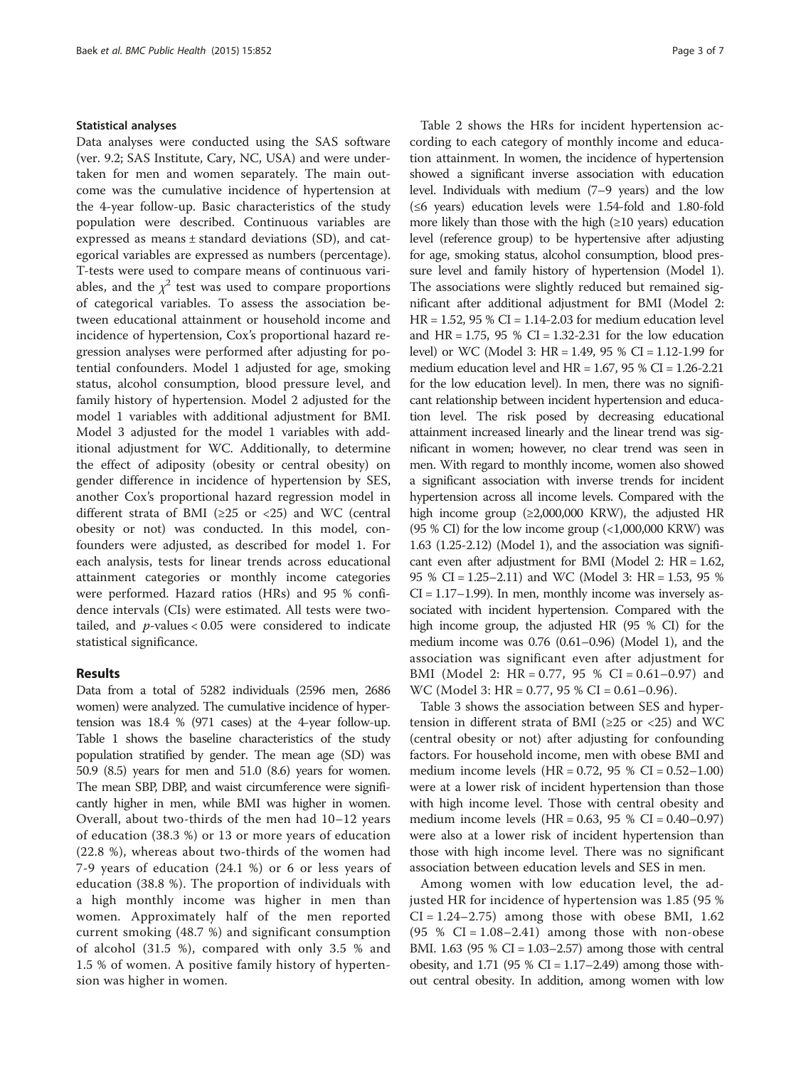### Statistical analyses

Data analyses were conducted using the SAS software (ver. 9.2; SAS Institute, Cary, NC, USA) and were undertaken for men and women separately. The main outcome was the cumulative incidence of hypertension at the 4-year follow-up. Basic characteristics of the study population were described. Continuous variables are expressed as means ± standard deviations (SD), and categorical variables are expressed as numbers (percentage). T-tests were used to compare means of continuous variables, and the $\chi^2$ test was used to compare proportions of categorical variables. To assess the association between educational attainment or household income and incidence of hypertension, Cox's proportional hazard regression analyses were performed after adjusting for potential confounders. Model 1 adjusted for age, smoking status, alcohol consumption, blood pressure level, and family history of hypertension. Model 2 adjusted for the model 1 variables with additional adjustment for BMI. Model 3 adjusted for the model 1 variables with additional adjustment for WC. Additionally, to determine the effect of adiposity (obesity or central obesity) on gender difference in incidence of hypertension by SES, another Cox's proportional hazard regression model in different strata of BMI (≥25 or <25) and WC (central obesity or not) was conducted. In this model, confounders were adjusted, as described for model 1. For each analysis, tests for linear trends across educational attainment categories or monthly income categories were performed. Hazard ratios (HRs) and 95 % confidence intervals (CIs) were estimated. All tests were two-tailed, and $p$-values < 0.05 were considered to indicate statistical significance.

## Results

Data from a total of 5282 individuals (2596 men, 2686 women) were analyzed. The cumulative incidence of hypertension was 18.4 % (971 cases) at the 4-year follow-up. Table 1 shows the baseline characteristics of the study population stratified by gender. The mean age (SD) was 50.9 (8.5) years for men and 51.0 (8.6) years for women. The mean SBP, DBP, and waist circumference were significantly higher in men, while BMI was higher in women. Overall, about two-thirds of the men had 10–12 years of education (38.3 %) or 13 or more years of education (22.8 %), whereas about two-thirds of the women had 7-9 years of education (24.1 %) or 6 or less years of education (38.8 %). The proportion of individuals with a high monthly income was higher in men than women. Approximately half of the men reported current smoking (48.7 %) and significant consumption of alcohol (31.5 %), compared with only 3.5 % and 1.5 % of women. A positive family history of hypertension was higher in women.

Table 2 shows the HRs for incident hypertension according to each category of monthly income and education attainment. In women, the incidence of hypertension showed a significant inverse association with education level. Individuals with medium (7–9 years) and the low (≤6 years) education levels were 1.54-fold and 1.80-fold more likely than those with the high (≥10 years) education level (reference group) to be hypertensive after adjusting for age, smoking status, alcohol consumption, blood pressure level and family history of hypertension (Model 1). The associations were slightly reduced but remained significant after additional adjustment for BMI (Model 2: HR = 1.52, 95 % CI = 1.14-2.03 for medium education level and HR = 1.75, 95 % CI = 1.32-2.31 for the low education level) or WC (Model 3: HR = 1.49, 95 % CI = 1.12-1.99 for medium education level and HR = 1.67, 95 % CI = 1.26-2.21 for the low education level). In men, there was no significant relationship between incident hypertension and education level. The risk posed by decreasing educational attainment increased linearly and the linear trend was significant in women; however, no clear trend was seen in men. With regard to monthly income, women also showed a significant association with inverse trends for incident hypertension across all income levels. Compared with the high income group (≥2,000,000 KRW), the adjusted HR (95 % CI) for the low income group (<1,000,000 KRW) was 1.63 (1.25-2.12) (Model 1), and the association was significant even after adjustment for BMI (Model 2: HR = 1.62, 95 % CI = 1.25–2.11) and WC (Model 3: HR = 1.53, 95 % CI = 1.17–1.99). In men, monthly income was inversely associated with incident hypertension. Compared with the high income group, the adjusted HR (95 % CI) for the medium income was 0.76 (0.61–0.96) (Model 1), and the association was significant even after adjustment for BMI (Model 2: HR = 0.77, 95 % CI = 0.61–0.97) and WC (Model 3: HR = 0.77, 95 % CI = 0.61–0.96).

Table 3 shows the association between SES and hypertension in different strata of BMI (≥25 or <25) and WC (central obesity or not) after adjusting for confounding factors. For household income, men with obese BMI and medium income levels (HR = 0.72, 95 % CI = 0.52–1.00) were at a lower risk of incident hypertension than those with high income level. Those with central obesity and medium income levels (HR = 0.63, 95 % CI = 0.40–0.97) were also at a lower risk of incident hypertension than those with high income level. There was no significant association between education levels and SES in men.

Among women with low education level, the adjusted HR for incidence of hypertension was 1.85 (95 % CI = 1.24–2.75) among those with obese BMI, 1.62 (95 % CI = 1.08–2.41) among those with non-obese BMI. 1.63 (95 % CI = 1.03–2.57) among those with central obesity, and 1.71 (95 % CI = 1.17–2.49) among those without central obesity. In addition, among women with low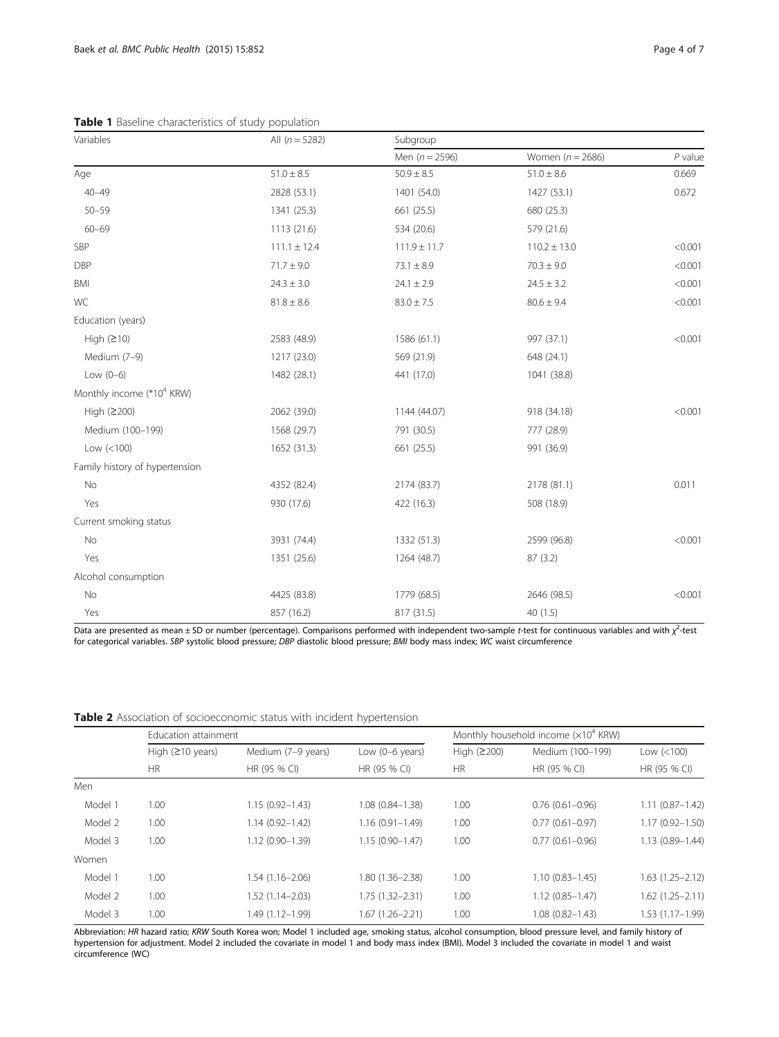**Table 1** Baseline characteristics of study population

| Variables | All ($n = 5282$) | Subgroup | | |
|---|---|---|---|---|
| | | Men ($n = 2596$) | Women ($n = 2686$) | $P$ value |
| Age | 51.0 ± 8.5 | 50.9 ± 8.5 | 51.0 ± 8.6 | 0.669 |
| 40–49 | 2828 (53.1) | 1401 (54.0) | 1427 (53.1) | 0.672 |
| 50–59 | 1341 (25.3) | 661 (25.5) | 680 (25.3) | |
| 60–69 | 1113 (21.6) | 534 (20.6) | 579 (21.6) | |
| SBP | 111.1 ± 12.4 | 111.9 ± 11.7 | 110.2 ± 13.0 | <0.001 |
| DBP | 71.7 ± 9.0 | 73.1 ± 8.9 | 70.3 ± 9.0 | <0.001 |
| BMI | 24.3 ± 3.0 | 24.1 ± 2.9 | 24.5 ± 3.2 | <0.001 |
| WC | 81.8 ± 8.6 | 83.0 ± 7.5 | 80.6 ± 9.4 | <0.001 |
| Education (years) | | | | |
| High (≥10) | 2583 (48.9) | 1586 (61.1) | 997 (37.1) | <0.001 |
| Medium (7–9) | 1217 (23.0) | 569 (21.9) | 648 (24.1) | |
| Low (0–6) | 1482 (28.1) | 441 (17.0) | 1041 (38.8) | |
| Monthly income (*$10^4$ KRW) | | | | |
| High (≥200) | 2062 (39.0) | 1144 (44.07) | 918 (34.18) | <0.001 |
| Medium (100–199) | 1568 (29.7) | 791 (30.5) | 777 (28.9) | |
| Low (<100) | 1652 (31.3) | 661 (25.5) | 991 (36.9) | |
| Family history of hypertension | | | | |
| No | 4352 (82.4) | 2174 (83.7) | 2178 (81.1) | 0.011 |
| Yes | 930 (17.6) | 422 (16.3) | 508 (18.9) | |
| Current smoking status | | | | |
| No | 3931 (74.4) | 1332 (51.3) | 2599 (96.8) | <0.001 |
| Yes | 1351 (25.6) | 1264 (48.7) | 87 (3.2) | |
| Alcohol consumption | | | | |
| No | 4425 (83.8) | 1779 (68.5) | 2646 (98.5) | <0.001 |
| Yes | 857 (16.2) | 817 (31.5) | 40 (1.5) | |

Data are presented as mean ± SD or number (percentage). Comparisons performed with independent two-sample *t*-test for continuous variables and with $\chi^2$-test for categorical variables. *SBP* systolic blood pressure; *DBP* diastolic blood pressure; *BMI* body mass index; *WC* waist circumference

**Table 2** Association of socioeconomic status with incident hypertension

| | Education attainment | | | Monthly household income ($\times 10^4$ KRW) | | |
|---|---|---|---|---|---|---|
| | High (≥10 years) | Medium (7–9 years) | Low (0–6 years) | High (≥200) | Medium (100–199) | Low (<100) |
| | HR | HR (95 % CI) | HR (95 % CI) | HR | HR (95 % CI) | HR (95 % CI) |
| Men | | | | | | |
| Model 1 | 1.00 | 1.15 (0.92–1.43) | 1.08 (0.84–1.38) | 1.00 | 0.76 (0.61–0.96) | 1.11 (0.87–1.42) |
| Model 2 | 1.00 | 1.14 (0.92–1.42) | 1.16 (0.91–1.49) | 1.00 | 0.77 (0.61–0.97) | 1.17 (0.92–1.50) |
| Model 3 | 1.00 | 1.12 (0.90–1.39) | 1.15 (0.90–1.47) | 1.00 | 0.77 (0.61–0.96) | 1.13 (0.89–1.44) |
| Women | | | | | | |
| Model 1 | 1.00 | 1.54 (1.16–2.06) | 1.80 (1.36–2.38) | 1.00 | 1.10 (0.83–1.45) | 1.63 (1.25–2.12) |
| Model 2 | 1.00 | 1.52 (1.14–2.03) | 1.75 (1.32–2.31) | 1.00 | 1.12 (0.85–1.47) | 1.62 (1.25–2.11) |
| Model 3 | 1.00 | 1.49 (1.12–1.99) | 1.67 (1.26–2.21) | 1.00 | 1.08 (0.82–1.43) | 1.53 (1.17–1.99) |

Abbreviation: *HR* hazard ratio; *KRW* South Korea won; Model 1 included age, smoking status, alcohol consumption, blood pressure level, and family history of hypertension for adjustment. Model 2 included the covariate in model 1 and body mass index (BMI). Model 3 included the covariate in model 1 and waist circumference (WC)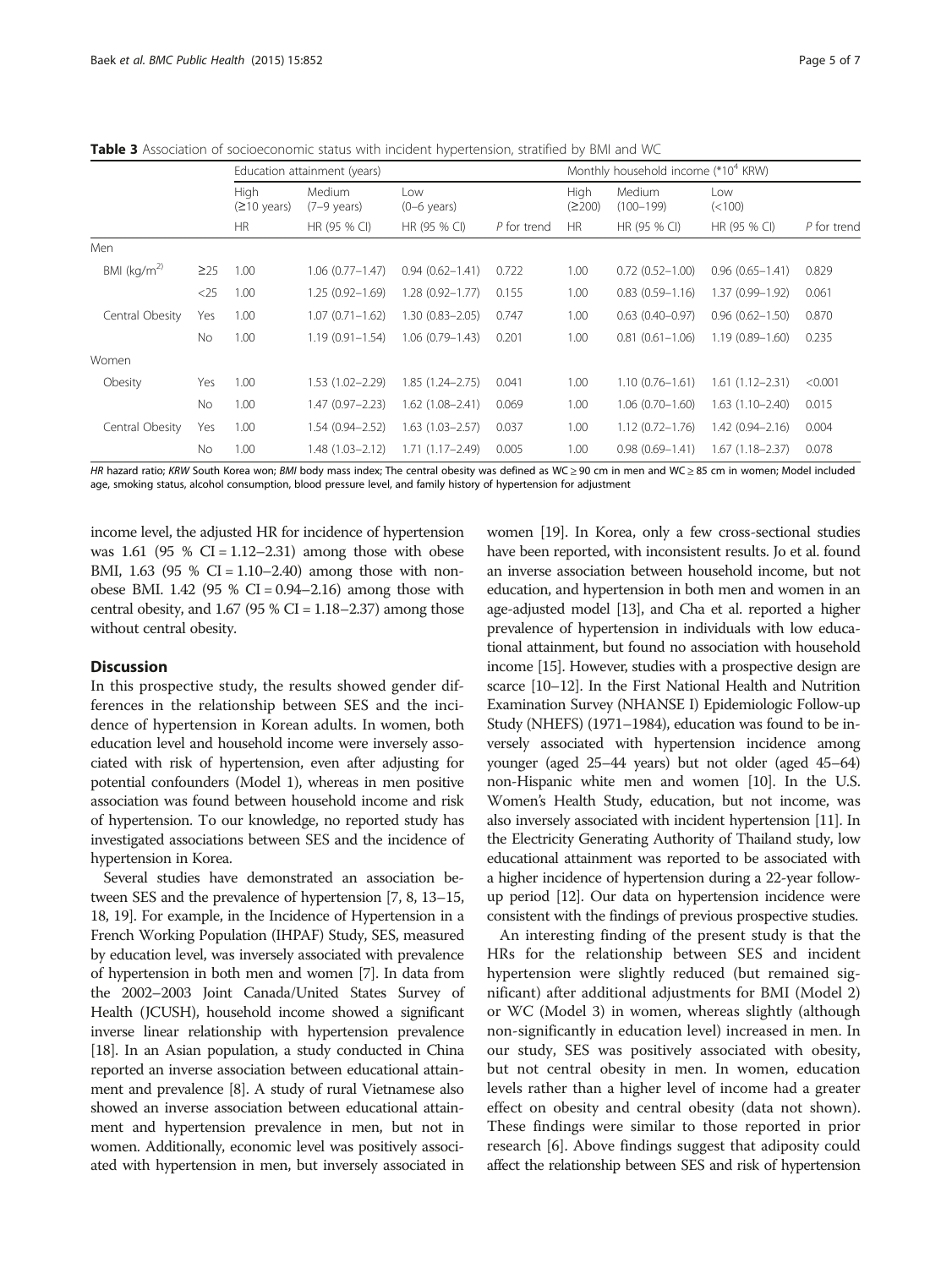**Table 3** Association of socioeconomic status with incident hypertension, stratified by BMI and WC

| | | Education attainment (years) | | | | Monthly household income (*10[4] KRW) | | | |
|---|---|---|---|---|---|---|---|---|---|
| | | High (≥10 years) | Medium (7–9 years) | Low (0–6 years) | | High (≥200) | Medium (100–199) | Low (<100) | |
| | | HR | HR (95 % CI) | HR (95 % CI) | *P* for trend | HR | HR (95 % CI) | HR (95 % CI) | *P* for trend |
| Men | | | | | | | | | |
| BMI ($kg/m^2$) | ≥25 | 1.00 | 1.06 (0.77–1.47) | 0.94 (0.62–1.41) | 0.722 | 1.00 | 0.72 (0.52–1.00) | 0.96 (0.65–1.41) | 0.829 |
| | <25 | 1.00 | 1.25 (0.92–1.69) | 1.28 (0.92–1.77) | 0.155 | 1.00 | 0.83 (0.59–1.16) | 1.37 (0.99–1.92) | 0.061 |
| Central Obesity | Yes | 1.00 | 1.07 (0.71–1.62) | 1.30 (0.83–2.05) | 0.747 | 1.00 | 0.63 (0.40–0.97) | 0.96 (0.62–1.50) | 0.870 |
| | No | 1.00 | 1.19 (0.91–1.54) | 1.06 (0.79–1.43) | 0.201 | 1.00 | 0.81 (0.61–1.06) | 1.19 (0.89–1.60) | 0.235 |
| Women | | | | | | | | | |
| Obesity | Yes | 1.00 | 1.53 (1.02–2.29) | 1.85 (1.24–2.75) | 0.041 | 1.00 | 1.10 (0.76–1.61) | 1.61 (1.12–2.31) | <0.001 |
| | No | 1.00 | 1.47 (0.97–2.23) | 1.62 (1.08–2.41) | 0.069 | 1.00 | 1.06 (0.70–1.60) | 1.63 (1.10–2.40) | 0.015 |
| Central Obesity | Yes | 1.00 | 1.54 (0.94–2.52) | 1.63 (1.03–2.57) | 0.037 | 1.00 | 1.12 (0.72–1.76) | 1.42 (0.94–2.16) | 0.004 |
| | No | 1.00 | 1.48 (1.03–2.12) | 1.71 (1.17–2.49) | 0.005 | 1.00 | 0.98 (0.69–1.41) | 1.67 (1.18–2.37) | 0.078 |

*HR* hazard ratio; *KRW* South Korea won; *BMI* body mass index; The central obesity was defined as WC ≥ 90 cm in men and WC ≥ 85 cm in women; Model included age, smoking status, alcohol consumption, blood pressure level, and family history of hypertension for adjustment

income level, the adjusted HR for incidence of hypertension was 1.61 (95 % CI = 1.12–2.31) among those with obese BMI, 1.63 (95 % CI = 1.10–2.40) among those with non-obese BMI. 1.42 (95 % CI = 0.94–2.16) among those with central obesity, and 1.67 (95 % CI = 1.18–2.37) among those without central obesity.

## Discussion

In this prospective study, the results showed gender differences in the relationship between SES and the incidence of hypertension in Korean adults. In women, both education level and household income were inversely associated with risk of hypertension, even after adjusting for potential confounders (Model 1), whereas in men positive association was found between household income and risk of hypertension. To our knowledge, no reported study has investigated associations between SES and the incidence of hypertension in Korea.

Several studies have demonstrated an association between SES and the prevalence of hypertension [7, 8, 13–15, 18, 19]. For example, in the Incidence of Hypertension in a French Working Population (IHPAF) Study, SES, measured by education level, was inversely associated with prevalence of hypertension in both men and women [7]. In data from the 2002–2003 Joint Canada/United States Survey of Health (JCUSH), household income showed a significant inverse linear relationship with hypertension prevalence [18]. In an Asian population, a study conducted in China reported an inverse association between educational attainment and prevalence [8]. A study of rural Vietnamese also showed an inverse association between educational attainment and hypertension prevalence in men, but not in women. Additionally, economic level was positively associated with hypertension in men, but inversely associated in women [19]. In Korea, only a few cross-sectional studies have been reported, with inconsistent results. Jo et al. found an inverse association between household income, but not education, and hypertension in both men and women in an age-adjusted model [13], and Cha et al. reported a higher prevalence of hypertension in individuals with low educational attainment, but found no association with household income [15]. However, studies with a prospective design are scarce [10–12]. In the First National Health and Nutrition Examination Survey (NHANSE I) Epidemiologic Follow-up Study (NHEFS) (1971–1984), education was found to be inversely associated with hypertension incidence among younger (aged 25–44 years) but not older (aged 45–64) non-Hispanic white men and women [10]. In the U.S. Women's Health Study, education, but not income, was also inversely associated with incident hypertension [11]. In the Electricity Generating Authority of Thailand study, low educational attainment was reported to be associated with a higher incidence of hypertension during a 22-year follow-up period [12]. Our data on hypertension incidence were consistent with the findings of previous prospective studies.

An interesting finding of the present study is that the HRs for the relationship between SES and incident hypertension were slightly reduced (but remained significant) after additional adjustments for BMI (Model 2) or WC (Model 3) in women, whereas slightly (although non-significantly in education level) increased in men. In our study, SES was positively associated with obesity, but not central obesity in men. In women, education levels rather than a higher level of income had a greater effect on obesity and central obesity (data not shown). These findings were similar to those reported in prior research [6]. Above findings suggest that adiposity could affect the relationship between SES and risk of hypertension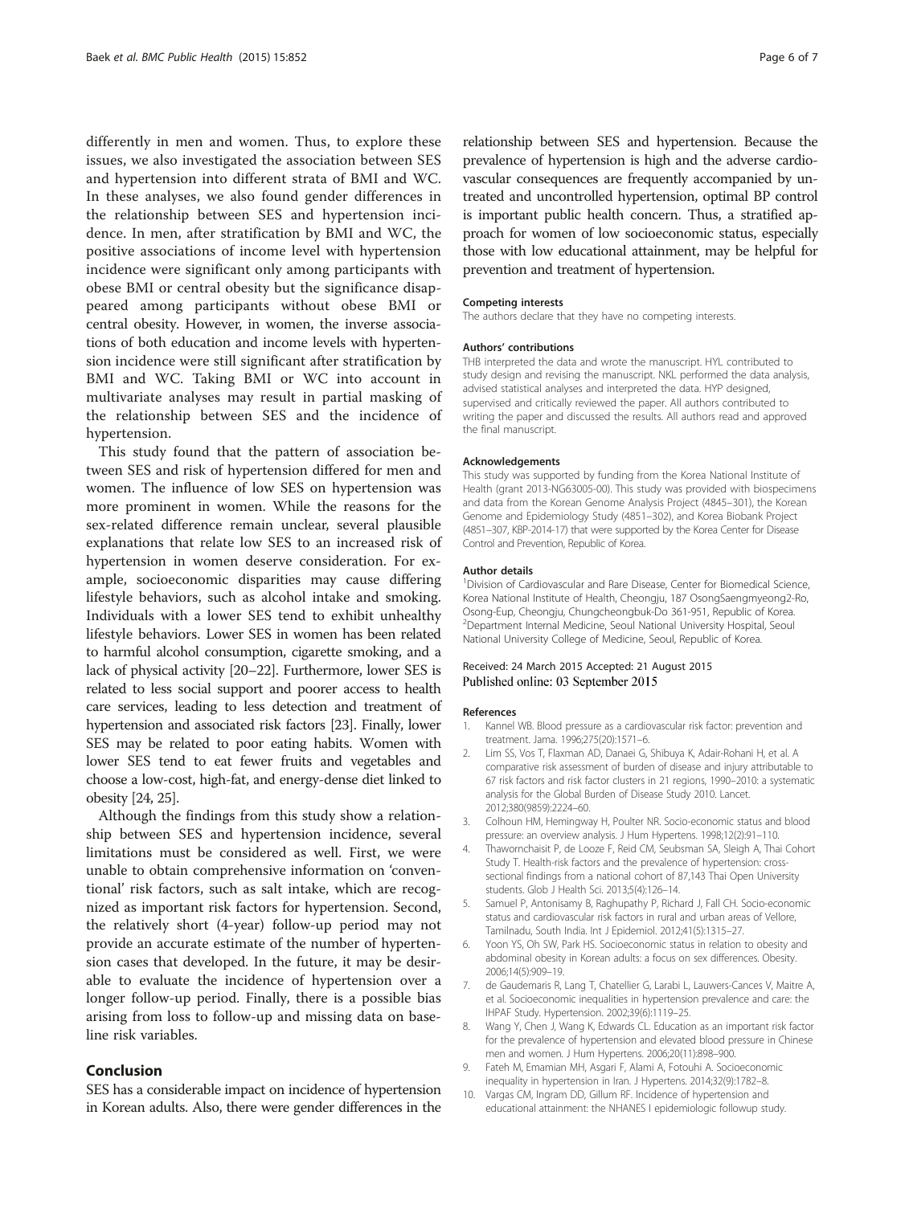differently in men and women. Thus, to explore these issues, we also investigated the association between SES and hypertension into different strata of BMI and WC. In these analyses, we also found gender differences in the relationship between SES and hypertension incidence. In men, after stratification by BMI and WC, the positive associations of income level with hypertension incidence were significant only among participants with obese BMI or central obesity but the significance disappeared among participants without obese BMI or central obesity. However, in women, the inverse associations of both education and income levels with hypertension incidence were still significant after stratification by BMI and WC. Taking BMI or WC into account in multivariate analyses may result in partial masking of the relationship between SES and the incidence of hypertension.

This study found that the pattern of association between SES and risk of hypertension differed for men and women. The influence of low SES on hypertension was more prominent in women. While the reasons for the sex-related difference remain unclear, several plausible explanations that relate low SES to an increased risk of hypertension in women deserve consideration. For example, socioeconomic disparities may cause differing lifestyle behaviors, such as alcohol intake and smoking. Individuals with a lower SES tend to exhibit unhealthy lifestyle behaviors. Lower SES in women has been related to harmful alcohol consumption, cigarette smoking, and a lack of physical activity [20–22]. Furthermore, lower SES is related to less social support and poorer access to health care services, leading to less detection and treatment of hypertension and associated risk factors [23]. Finally, lower SES may be related to poor eating habits. Women with lower SES tend to eat fewer fruits and vegetables and choose a low-cost, high-fat, and energy-dense diet linked to obesity [24, 25].

Although the findings from this study show a relationship between SES and hypertension incidence, several limitations must be considered as well. First, we were unable to obtain comprehensive information on 'conventional' risk factors, such as salt intake, which are recognized as important risk factors for hypertension. Second, the relatively short (4-year) follow-up period may not provide an accurate estimate of the number of hypertension cases that developed. In the future, it may be desirable to evaluate the incidence of hypertension over a longer follow-up period. Finally, there is a possible bias arising from loss to follow-up and missing data on baseline risk variables.

## Conclusion

SES has a considerable impact on incidence of hypertension in Korean adults. Also, there were gender differences in the relationship between SES and hypertension. Because the prevalence of hypertension is high and the adverse cardiovascular consequences are frequently accompanied by untreated and uncontrolled hypertension, optimal BP control is important public health concern. Thus, a stratified approach for women of low socioeconomic status, especially those with low educational attainment, may be helpful for prevention and treatment of hypertension.

#### Competing interests

The authors declare that they have no competing interests.

#### Authors' contributions

THB interpreted the data and wrote the manuscript. HYL contributed to study design and revising the manuscript. NKL performed the data analysis, advised statistical analyses and interpreted the data. HYP designed, supervised and critically reviewed the paper. All authors contributed to writing the paper and discussed the results. All authors read and approved the final manuscript.

#### Acknowledgements

This study was supported by funding from the Korea National Institute of Health (grant 2013-NG63005-00). This study was provided with biospecimens and data from the Korean Genome Analysis Project (4845–301), the Korean Genome and Epidemiology Study (4851–302), and Korea Biobank Project (4851–307, KBP-2014-17) that were supported by the Korea Center for Disease Control and Prevention, Republic of Korea.

#### Author details

[1]Division of Cardiovascular and Rare Disease, Center for Biomedical Science, Korea National Institute of Health, Cheongju, 187 OsongSaengmyeong2-Ro, Osong-Eup, Cheongju, Chungcheongbuk-Do 361-951, Republic of Korea. [2]Department Internal Medicine, Seoul National University Hospital, Seoul National University College of Medicine, Seoul, Republic of Korea.

Received: 24 March 2015 Accepted: 21 August 2015
Published online: 03 September 2015

#### References

1. Kannel WB. Blood pressure as a cardiovascular risk factor: prevention and treatment. Jama. 1996;275(20):1571–6.
2. Lim SS, Vos T, Flaxman AD, Danaei G, Shibuya K, Adair-Rohani H, et al. A comparative risk assessment of burden of disease and injury attributable to 67 risk factors and risk factor clusters in 21 regions, 1990–2010: a systematic analysis for the Global Burden of Disease Study 2010. Lancet. 2012;380(9859):2224–60.
3. Colhoun HM, Hemingway H, Poulter NR. Socio-economic status and blood pressure: an overview analysis. J Hum Hypertens. 1998;12(2):91–110.
4. Thawornchaisit P, de Looze F, Reid CM, Seubsman SA, Sleigh A, Thai Cohort Study T. Health-risk factors and the prevalence of hypertension: cross-sectional findings from a national cohort of 87,143 Thai Open University students. Glob J Health Sci. 2013;5(4):126–14.
5. Samuel P, Antonisamy B, Raghupathy P, Richard J, Fall CH. Socio-economic status and cardiovascular risk factors in rural and urban areas of Vellore, Tamilnadu, South India. Int J Epidemiol. 2012;41(5):1315–27.
6. Yoon YS, Oh SW, Park HS. Socioeconomic status in relation to obesity and abdominal obesity in Korean adults: a focus on sex differences. Obesity. 2006;14(5):909–19.
7. de Gaudemaris R, Lang T, Chatellier G, Larabi L, Lauwers-Cances V, Maitre A, et al. Socioeconomic inequalities in hypertension prevalence and care: the IHPAF Study. Hypertension. 2002;39(6):1119–25.
8. Wang Y, Chen J, Wang K, Edwards CL. Education as an important risk factor for the prevalence of hypertension and elevated blood pressure in Chinese men and women. J Hum Hypertens. 2006;20(11):898–900.
9. Fateh M, Emamian MH, Asgari F, Alami A, Fotouhi A. Socioeconomic inequality in hypertension in Iran. J Hypertens. 2014;32(9):1782–8.
10. Vargas CM, Ingram DD, Gillum RF. Incidence of hypertension and educational attainment: the NHANES I epidemiologic followup study.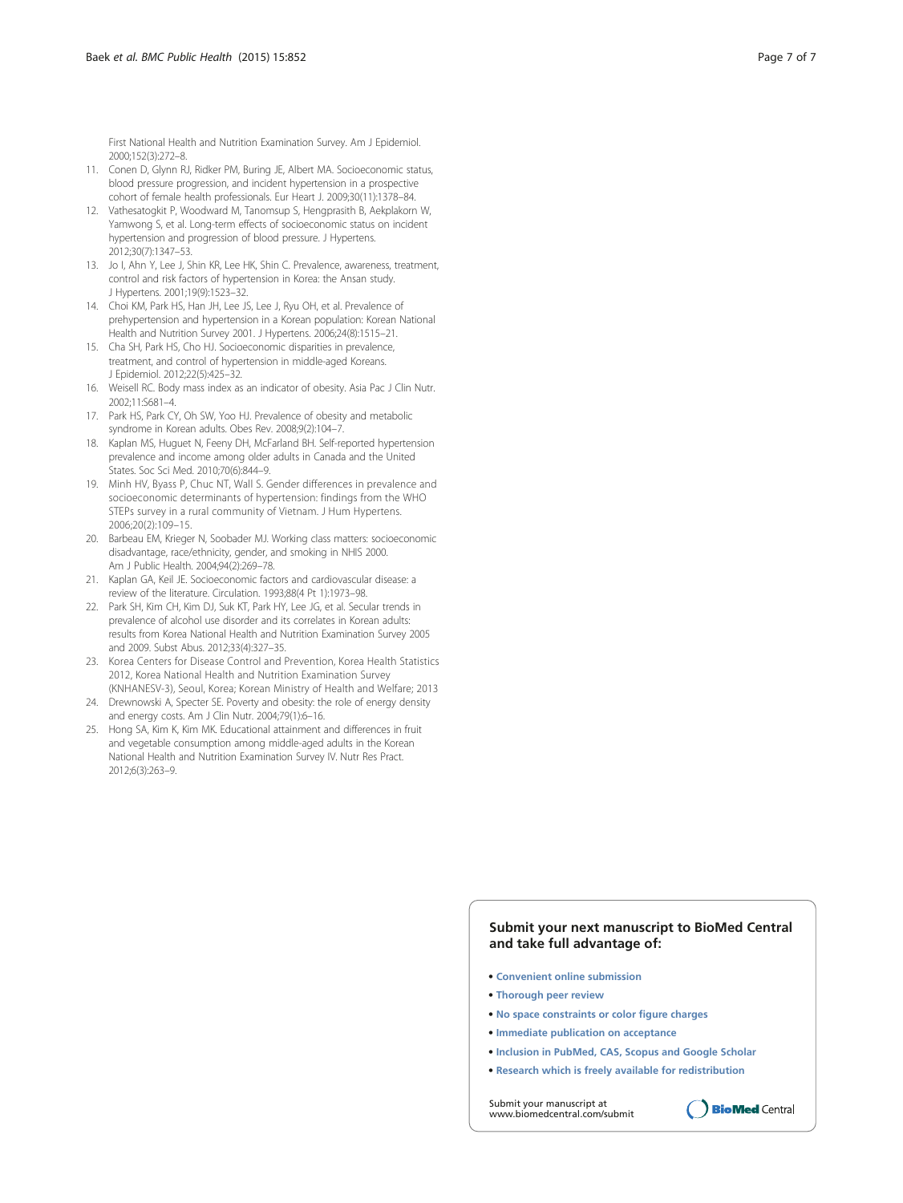First National Health and Nutrition Examination Survey. Am J Epidemiol. 2000;152(3):272–8.

11. Conen D, Glynn RJ, Ridker PM, Buring JE, Albert MA. Socioeconomic status, blood pressure progression, and incident hypertension in a prospective cohort of female health professionals. Eur Heart J. 2009;30(11):1378–84.
12. Vathesatogkit P, Woodward M, Tanomsup S, Hengprasith B, Aekplakorn W, Yamwong S, et al. Long-term effects of socioeconomic status on incident hypertension and progression of blood pressure. J Hypertens. 2012;30(7):1347–53.
13. Jo I, Ahn Y, Lee J, Shin KR, Lee HK, Shin C. Prevalence, awareness, treatment, control and risk factors of hypertension in Korea: the Ansan study. J Hypertens. 2001;19(9):1523–32.
14. Choi KM, Park HS, Han JH, Lee JS, Lee J, Ryu OH, et al. Prevalence of prehypertension and hypertension in a Korean population: Korean National Health and Nutrition Survey 2001. J Hypertens. 2006;24(8):1515–21.
15. Cha SH, Park HS, Cho HJ. Socioeconomic disparities in prevalence, treatment, and control of hypertension in middle-aged Koreans. J Epidemiol. 2012;22(5):425–32.
16. Weisell RC. Body mass index as an indicator of obesity. Asia Pac J Clin Nutr. 2002;11:S681–4.
17. Park HS, Park CY, Oh SW, Yoo HJ. Prevalence of obesity and metabolic syndrome in Korean adults. Obes Rev. 2008;9(2):104–7.
18. Kaplan MS, Huguet N, Feeny DH, McFarland BH. Self-reported hypertension prevalence and income among older adults in Canada and the United States. Soc Sci Med. 2010;70(6):844–9.
19. Minh HV, Byass P, Chuc NT, Wall S. Gender differences in prevalence and socioeconomic determinants of hypertension: findings from the WHO STEPs survey in a rural community of Vietnam. J Hum Hypertens. 2006;20(2):109–15.
20. Barbeau EM, Krieger N, Soobader MJ. Working class matters: socioeconomic disadvantage, race/ethnicity, gender, and smoking in NHIS 2000. Am J Public Health. 2004;94(2):269–78.
21. Kaplan GA, Keil JE. Socioeconomic factors and cardiovascular disease: a review of the literature. Circulation. 1993;88(4 Pt 1):1973–98.
22. Park SH, Kim CH, Kim DJ, Suk KT, Park HY, Lee JG, et al. Secular trends in prevalence of alcohol use disorder and its correlates in Korean adults: results from Korea National Health and Nutrition Examination Survey 2005 and 2009. Subst Abus. 2012;33(4):327–35.
23. Korea Centers for Disease Control and Prevention, Korea Health Statistics 2012, Korea National Health and Nutrition Examination Survey (KNHANESV-3), Seoul, Korea; Korean Ministry of Health and Welfare; 2013
24. Drewnowski A, Specter SE. Poverty and obesity: the role of energy density and energy costs. Am J Clin Nutr. 2004;79(1):6–16.
25. Hong SA, Kim K, Kim MK. Educational attainment and differences in fruit and vegetable consumption among middle-aged adults in the Korean National Health and Nutrition Examination Survey IV. Nutr Res Pract. 2012;6(3):263–9.

**Submit your next manuscript to BioMed Central and take full advantage of:**

- Convenient online submission
- Thorough peer review
- No space constraints or color figure charges
- Immediate publication on acceptance
- Inclusion in PubMed, CAS, Scopus and Google Scholar
- Research which is freely available for redistribution

Submit your manuscript at
www.biomedcentral.com/submit

BioMed Central